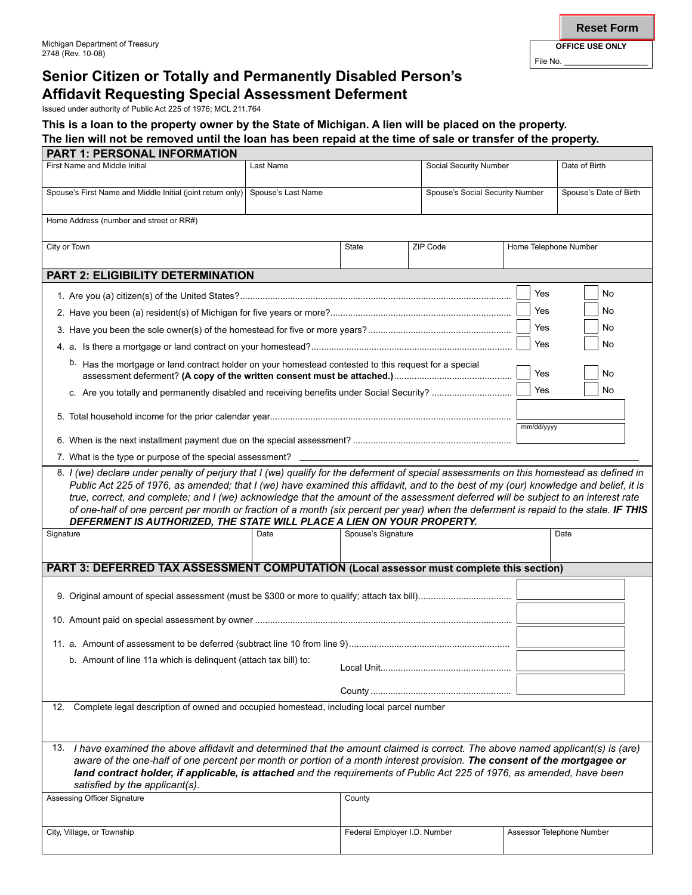Reset Form

Michigan Department of Treasury
2748 (Rev. 10-08)

**OFFICE USE ONLY**

File No. ___________________

# Senior Citizen or Totally and Permanently Disabled Person's Affidavit Requesting Special Assessment Deferment

Issued under authority of Public Act 225 of 1976; MCL 211.764

**This is a loan to the property owner by the State of Michigan. A lien will be placed on the property. The lien will not be removed until the loan has been repaid at the time of sale or transfer of the property.**

## PART 1: PERSONAL INFORMATION

| First Name and Middle Initial | Last Name | Social Security Number | Date of Birth |
|---|---|---|---|
| | | | |
| Spouse's First Name and Middle Initial (joint return only) | Spouse's Last Name | Spouse's Social Security Number | Spouse's Date of Birth |
| | | | |

| Home Address (number and street or RR#) | | | |
|---|---|---|---|
| | | | |
| City or Town | State | ZIP Code | Home Telephone Number |
| | | | |

## PART 2: ELIGIBILITY DETERMINATION

1. Are you (a) citizen(s) of the United States? ☐ Yes ☐ No
2. Have you been (a) resident(s) of Michigan for five years or more? ☐ Yes ☐ No
3. Have you been the sole owner(s) of the homestead for five or more years? ☐ Yes ☐ No
4. a. Is there a mortgage or land contract on your homestead? ☐ Yes ☐ No
   b. Has the mortgage or land contract holder on your homestead contested to this request for a special assessment deferment? **(A copy of the written consent must be attached.)** ☐ Yes ☐ No
   c. Are you totally and permanently disabled and receiving benefits under Social Security? ☐ Yes ☐ No
5. Total household income for the prior calendar year ____________
6. When is the next installment payment due on the special assessment? ____________ (mm/dd/yyyy)
7. What is the type or purpose of the special assessment? ____________
8. *I (we) declare under penalty of perjury that I (we) qualify for the deferment of special assessments on this homestead as defined in Public Act 225 of 1976, as amended; that I (we) have examined this affidavit, and to the best of my (our) knowledge and belief, it is true, correct, and complete; and I (we) acknowledge that the amount of the assessment deferred will be subject to an interest rate of one-half of one percent per month or fraction of a month (six percent per year) when the deferment is repaid to the state.* ***IF THIS DEFERMENT IS AUTHORIZED, THE STATE WILL PLACE A LIEN ON YOUR PROPERTY.***

| Signature | Date | Spouse's Signature | Date |
|---|---|---|---|
| | | | |

## PART 3: DEFERRED TAX ASSESSMENT COMPUTATION (Local assessor must complete this section)

9. Original amount of special assessment (must be $300 or more to qualify; attach tax bill) ____________
10. Amount paid on special assessment by owner ____________
11. a. Amount of assessment to be deferred (subtract line 10 from line 9) ____________
    b. Amount of line 11a which is delinquent (attach tax bill) to:
       Local Unit ____________
       County ____________
12. Complete legal description of owned and occupied homestead, including local parcel number

13. *I have examined the above affidavit and determined that the amount claimed is correct. The above named applicant(s) is (are) aware of the one-half of one percent per month or portion of a month interest provision.* ***The consent of the mortgagee or land contract holder, if applicable, is attached*** *and the requirements of Public Act 225 of 1976, as amended, have been satisfied by the applicant(s).*

| Assessing Officer Signature | County | |
|---|---|---|
| | | |
| City, Village, or Township | Federal Employer I.D. Number | Assessor Telephone Number |
| | | |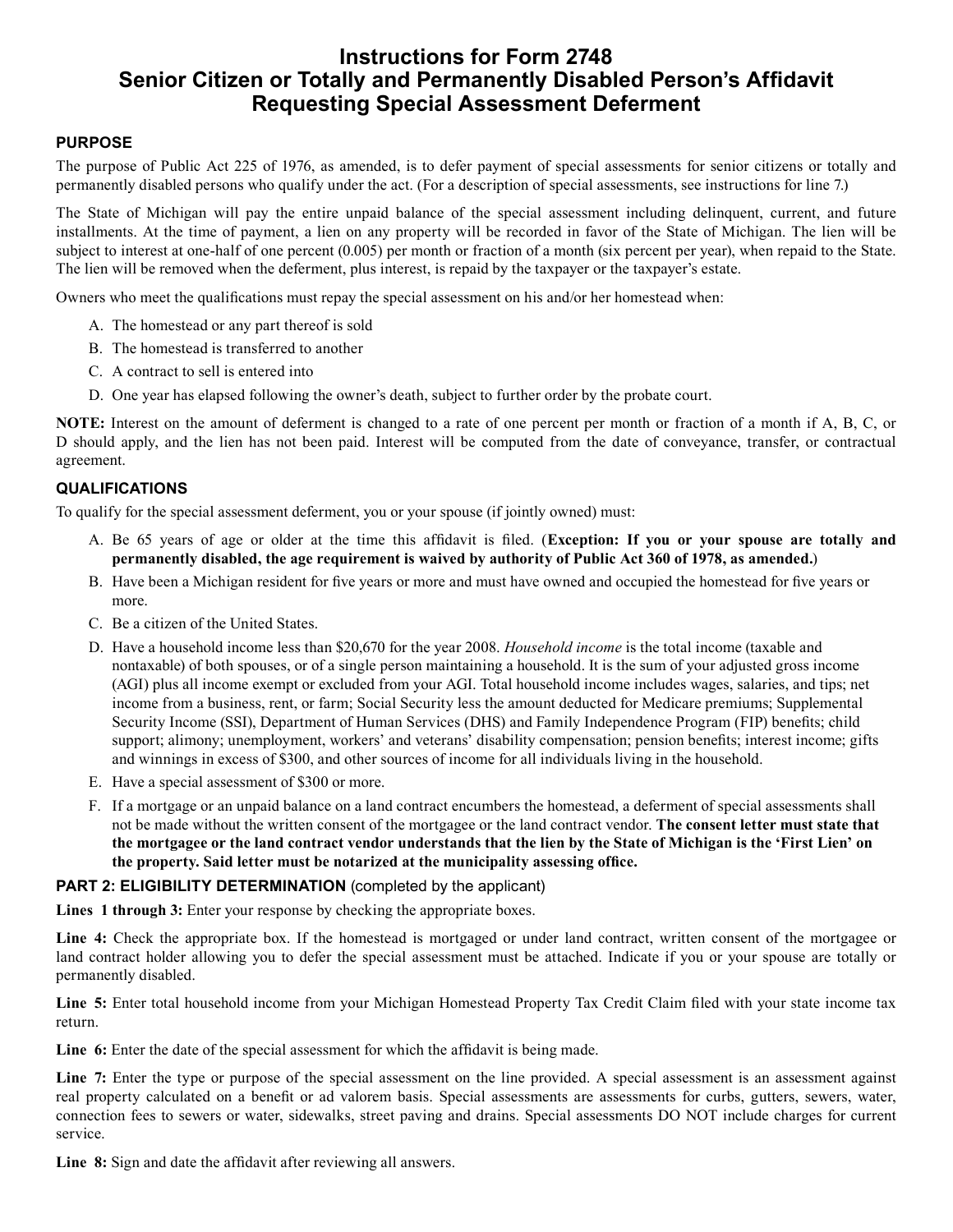# Instructions for Form 2748
# Senior Citizen or Totally and Permanently Disabled Person's Affidavit Requesting Special Assessment Deferment

## PURPOSE

The purpose of Public Act 225 of 1976, as amended, is to defer payment of special assessments for senior citizens or totally and permanently disabled persons who qualify under the act. (For a description of special assessments, see instructions for line 7.)

The State of Michigan will pay the entire unpaid balance of the special assessment including delinquent, current, and future installments. At the time of payment, a lien on any property will be recorded in favor of the State of Michigan. The lien will be subject to interest at one-half of one percent (0.005) per month or fraction of a month (six percent per year), when repaid to the State. The lien will be removed when the deferment, plus interest, is repaid by the taxpayer or the taxpayer's estate.

Owners who meet the qualifications must repay the special assessment on his and/or her homestead when:

A. The homestead or any part thereof is sold
B. The homestead is transferred to another
C. A contract to sell is entered into
D. One year has elapsed following the owner's death, subject to further order by the probate court.

**NOTE:** Interest on the amount of deferment is changed to a rate of one percent per month or fraction of a month if A, B, C, or D should apply, and the lien has not been paid. Interest will be computed from the date of conveyance, transfer, or contractual agreement.

## QUALIFICATIONS

To qualify for the special assessment deferment, you or your spouse (if jointly owned) must:

A. Be 65 years of age or older at the time this affidavit is filed. (**Exception: If you or your spouse are totally and permanently disabled, the age requirement is waived by authority of Public Act 360 of 1978, as amended.**)
B. Have been a Michigan resident for five years or more and must have owned and occupied the homestead for five years or more.
C. Be a citizen of the United States.
D. Have a household income less than $20,670 for the year 2008. *Household income* is the total income (taxable and nontaxable) of both spouses, or of a single person maintaining a household. It is the sum of your adjusted gross income (AGI) plus all income exempt or excluded from your AGI. Total household income includes wages, salaries, and tips; net income from a business, rent, or farm; Social Security less the amount deducted for Medicare premiums; Supplemental Security Income (SSI), Department of Human Services (DHS) and Family Independence Program (FIP) benefits; child support; alimony; unemployment, workers' and veterans' disability compensation; pension benefits; interest income; gifts and winnings in excess of $300, and other sources of income for all individuals living in the household.
E. Have a special assessment of $300 or more.
F. If a mortgage or an unpaid balance on a land contract encumbers the homestead, a deferment of special assessments shall not be made without the written consent of the mortgagee or the land contract vendor. **The consent letter must state that the mortgagee or the land contract vendor understands that the lien by the State of Michigan is the 'First Lien' on the property. Said letter must be notarized at the municipality assessing office.**

## PART 2: ELIGIBILITY DETERMINATION (completed by the applicant)

**Lines 1 through 3:** Enter your response by checking the appropriate boxes.

**Line 4:** Check the appropriate box. If the homestead is mortgaged or under land contract, written consent of the mortgagee or land contract holder allowing you to defer the special assessment must be attached. Indicate if you or your spouse are totally or permanently disabled.

**Line 5:** Enter total household income from your Michigan Homestead Property Tax Credit Claim filed with your state income tax return.

**Line 6:** Enter the date of the special assessment for which the affidavit is being made.

**Line 7:** Enter the type or purpose of the special assessment on the line provided. A special assessment is an assessment against real property calculated on a benefit or ad valorem basis. Special assessments are assessments for curbs, gutters, sewers, water, connection fees to sewers or water, sidewalks, street paving and drains. Special assessments DO NOT include charges for current service.

**Line 8:** Sign and date the affidavit after reviewing all answers.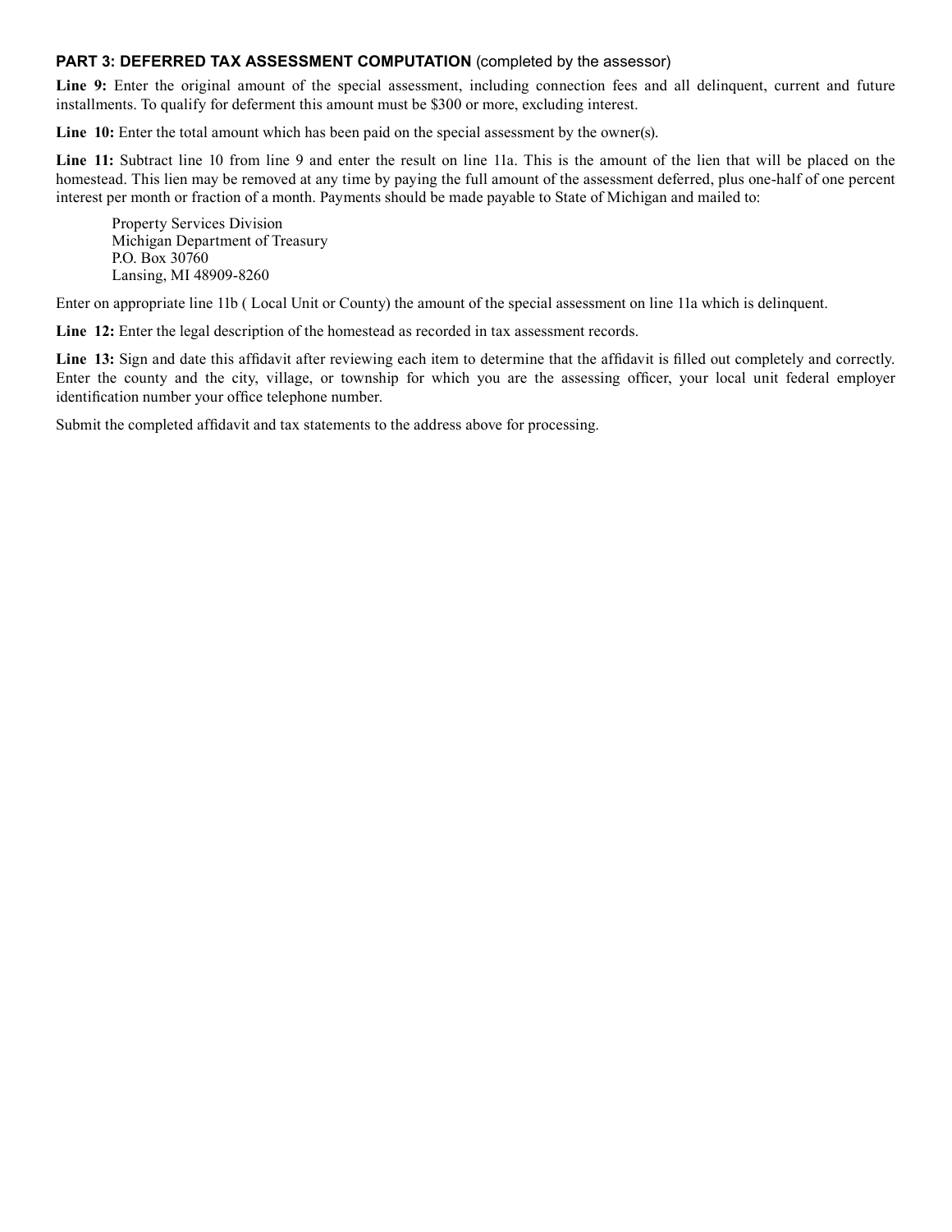**PART 3: DEFERRED TAX ASSESSMENT COMPUTATION** (completed by the assessor)

**Line 9:** Enter the original amount of the special assessment, including connection fees and all delinquent, current and future installments. To qualify for deferment this amount must be $300 or more, excluding interest.

**Line 10:** Enter the total amount which has been paid on the special assessment by the owner(s).

**Line 11:** Subtract line 10 from line 9 and enter the result on line 11a. This is the amount of the lien that will be placed on the homestead. This lien may be removed at any time by paying the full amount of the assessment deferred, plus one-half of one percent interest per month or fraction of a month. Payments should be made payable to State of Michigan and mailed to:

Property Services Division
Michigan Department of Treasury
P.O. Box 30760
Lansing, MI 48909-8260

Enter on appropriate line 11b ( Local Unit or County) the amount of the special assessment on line 11a which is delinquent.

**Line 12:** Enter the legal description of the homestead as recorded in tax assessment records.

**Line 13:** Sign and date this affidavit after reviewing each item to determine that the affidavit is filled out completely and correctly. Enter the county and the city, village, or township for which you are the assessing officer, your local unit federal employer identification number your office telephone number.

Submit the completed affidavit and tax statements to the address above for processing.